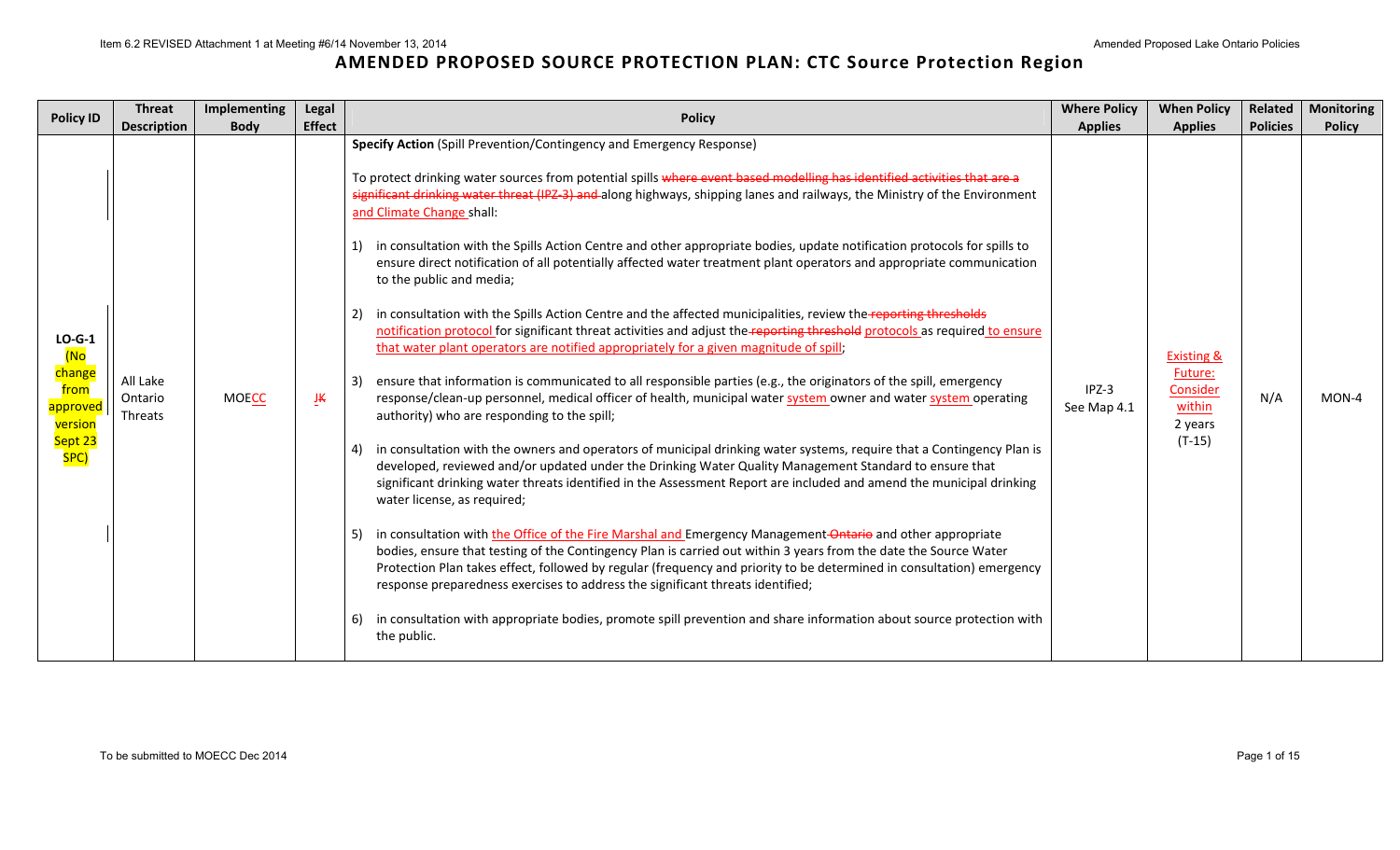# AMENDED PROPOSED SOURCE PROTECTION PLAN: CTC Source Protection Region

| Policy ID | Threat Description | Implementing Body | Legal Effect | Policy | Where Policy Applies | When Policy Applies | Related Policies | Monitoring Policy |
|---|---|---|---|---|---|---|---|---|
| LO-G-1 (No change from approved version Sept 23 SPC) | All Lake Ontario Threats | MOECC | J~~K~~ | **Specify Action** (Spill Prevention/Contingency and Emergency Response)<br><br>To protect drinking water sources from potential spills ~~where event based modelling has identified activities that are a significant drinking water threat (IPZ-3) and~~ along highways, shipping lanes and railways, the Ministry of the Environment and Climate Change shall:<br><br>1) in consultation with the Spills Action Centre and other appropriate bodies, update notification protocols for spills to ensure direct notification of all potentially affected water treatment plant operators and appropriate communication to the public and media;<br><br>2) in consultation with the Spills Action Centre and the affected municipalities, review the ~~reporting thresholds~~ notification protocol for significant threat activities and adjust the ~~reporting threshold~~ protocols as required to ensure that water plant operators are notified appropriately for a given magnitude of spill;<br><br>3) ensure that information is communicated to all responsible parties (e.g., the originators of the spill, emergency response/clean-up personnel, medical officer of health, municipal water system owner and water system operating authority) who are responding to the spill;<br><br>4) in consultation with the owners and operators of municipal drinking water systems, require that a Contingency Plan is developed, reviewed and/or updated under the Drinking Water Quality Management Standard to ensure that significant drinking water threats identified in the Assessment Report are included and amend the municipal drinking water license, as required;<br><br>5) in consultation with the Office of the Fire Marshal and Emergency Management ~~Ontario~~ and other appropriate bodies, ensure that testing of the Contingency Plan is carried out within 3 years from the date the Source Water Protection Plan takes effect, followed by regular (frequency and priority to be determined in consultation) emergency response preparedness exercises to address the significant threats identified;<br><br>6) in consultation with appropriate bodies, promote spill prevention and share information about source protection with the public. | IPZ-3<br>See Map 4.1 | Existing & Future: Consider within 2 years (T-15) | N/A | MON-4 |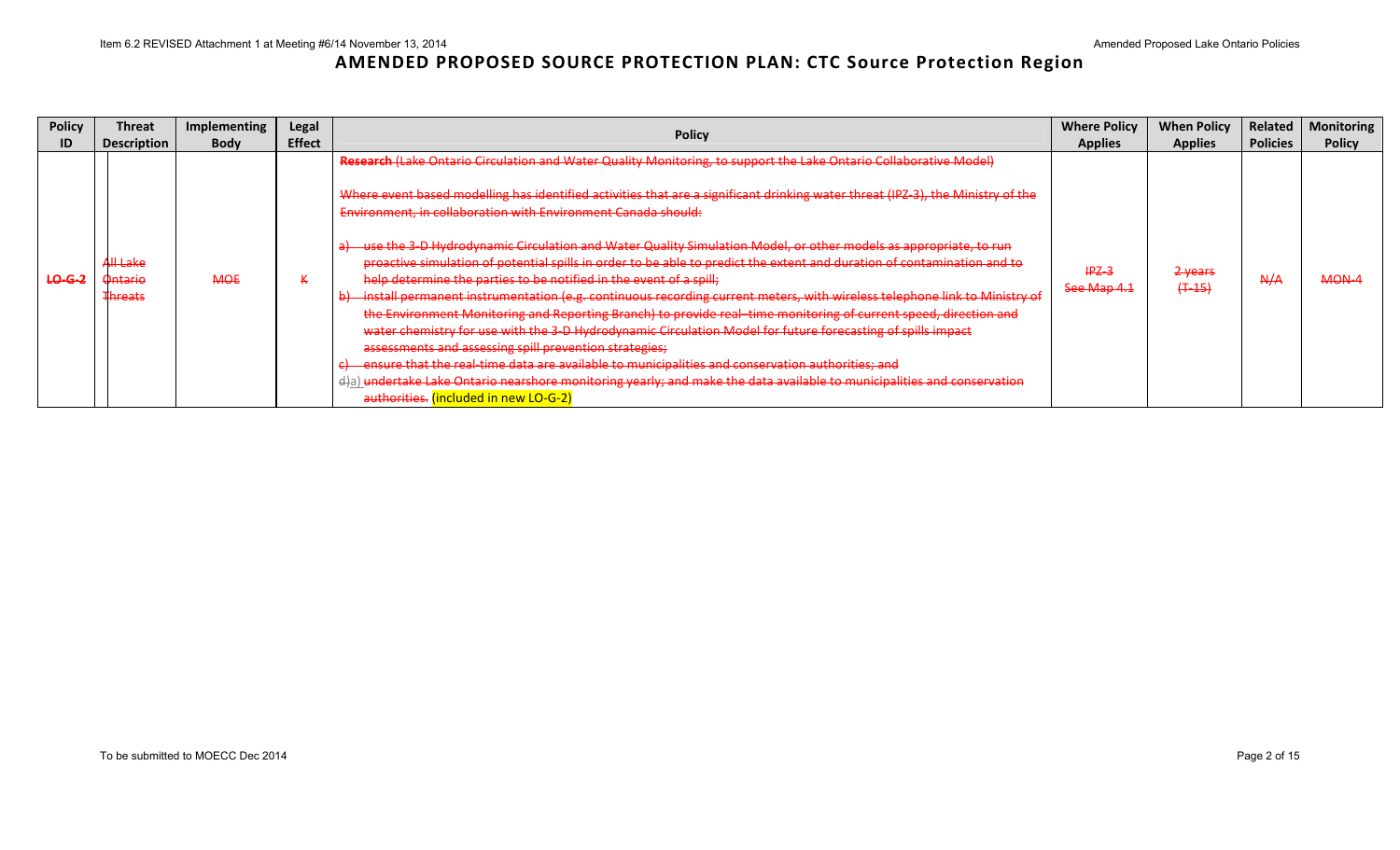# AMENDED PROPOSED SOURCE PROTECTION PLAN: CTC Source Protection Region

| Policy ID | Threat Description | Implementing Body | Legal Effect | Policy | Where Policy Applies | When Policy Applies | Related Policies | Monitoring Policy |
|---|---|---|---|---|---|---|---|---|
| ~~LO-G-2~~ | ~~All Lake Ontario Threats~~ | ~~MOE~~ | ~~K~~ | ~~**Research** (Lake Ontario Circulation and Water Quality Monitoring, to support the Lake Ontario Collaborative Model)~~<br><br>~~Where event based modelling has identified activities that are a significant drinking water threat (IPZ-3), the Ministry of the Environment, in collaboration with Environment Canada should:~~<br><br>~~a) use the 3-D Hydrodynamic Circulation and Water Quality Simulation Model, or other models as appropriate, to run proactive simulation of potential spills in order to be able to predict the extent and duration of contamination and to help determine the parties to be notified in the event of a spill;~~<br>~~b) install permanent instrumentation (e.g. continuous recording current meters, with wireless telephone link to Ministry of the Environment Monitoring and Reporting Branch) to provide real-time monitoring of current speed, direction and water chemistry for use with the 3-D Hydrodynamic Circulation Model for future forecasting of spills impact assessments and assessing spill prevention strategies;~~<br>~~c) ensure that the real-time data are available to municipalities and conservation authorities; and~~<br>~~d)~~a) ~~undertake Lake Ontario nearshore monitoring yearly; and make the data available to municipalities and conservation authorities.~~ (included in new LO-G-2) | ~~IPZ-3 See Map 4.1~~ | ~~2 years (T-15)~~ | ~~N/A~~ | ~~MON-4~~ |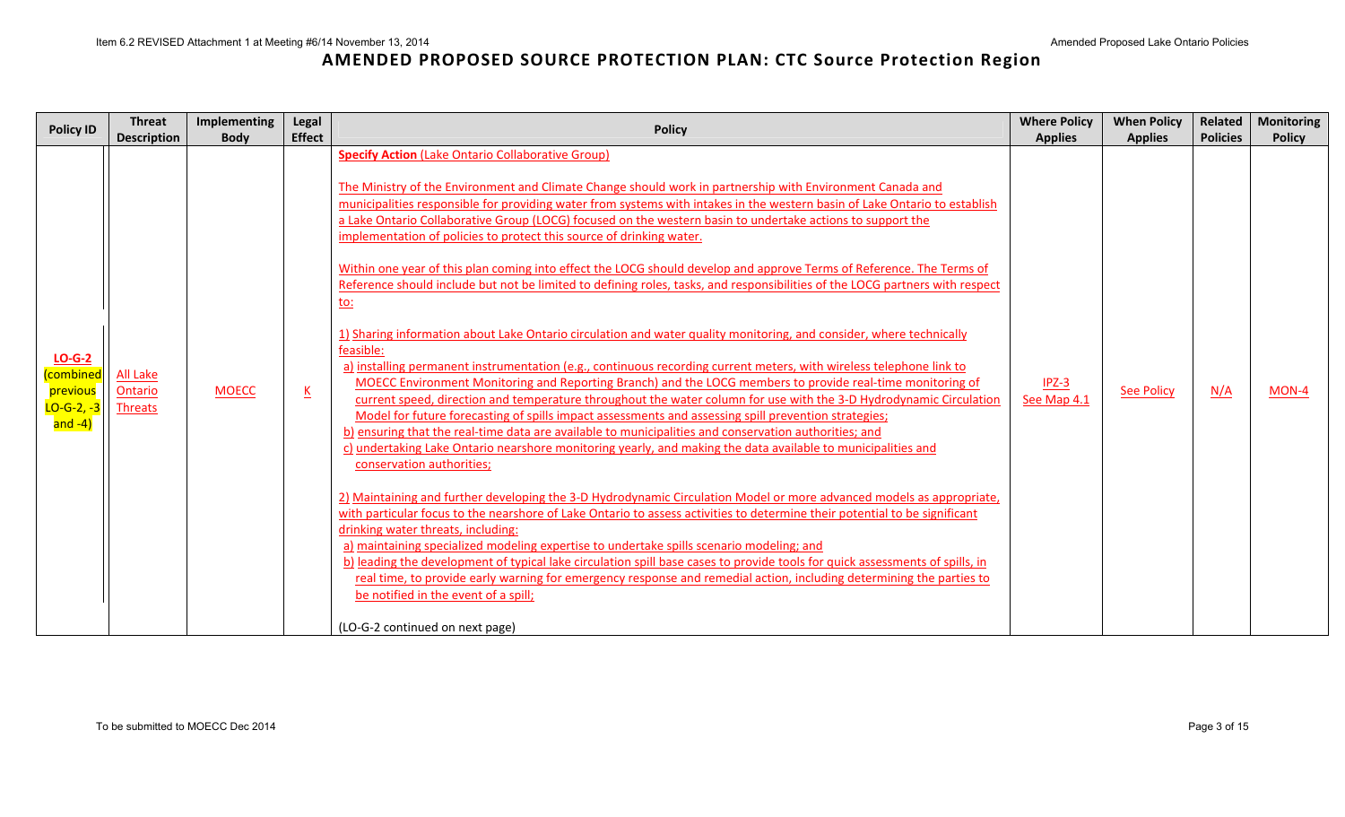Item 6.2 REVISED Attachment 1 at Meeting #6/14 November 13, 2014

Amended Proposed Lake Ontario Policies

# AMENDED PROPOSED SOURCE PROTECTION PLAN: CTC Source Protection Region

| Policy ID | Threat Description | Implementing Body | Legal Effect | Policy | Where Policy Applies | When Policy Applies | Related Policies | Monitoring Policy |
|---|---|---|---|---|---|---|---|---|
| LO-G-2 (combined previous LO-G-2, -3 and -4) | All Lake Ontario Threats | MOECC | K | **Specify Action** (Lake Ontario Collaborative Group)<br><br>The Ministry of the Environment and Climate Change should work in partnership with Environment Canada and municipalities responsible for providing water from systems with intakes in the western basin of Lake Ontario to establish a Lake Ontario Collaborative Group (LOCG) focused on the western basin to undertake actions to support the implementation of policies to protect this source of drinking water.<br><br>Within one year of this plan coming into effect the LOCG should develop and approve Terms of Reference. The Terms of Reference should include but not be limited to defining roles, tasks, and responsibilities of the LOCG partners with respect to:<br><br>1) Sharing information about Lake Ontario circulation and water quality monitoring, and consider, where technically feasible:<br>a) installing permanent instrumentation (e.g., continuous recording current meters, with wireless telephone link to MOECC Environment Monitoring and Reporting Branch) and the LOCG members to provide real-time monitoring of current speed, direction and temperature throughout the water column for use with the 3-D Hydrodynamic Circulation Model for future forecasting of spills impact assessments and assessing spill prevention strategies;<br>b) ensuring that the real-time data are available to municipalities and conservation authorities; and<br>c) undertaking Lake Ontario nearshore monitoring yearly, and making the data available to municipalities and conservation authorities;<br><br>2) Maintaining and further developing the 3-D Hydrodynamic Circulation Model or more advanced models as appropriate, with particular focus to the nearshore of Lake Ontario to assess activities to determine their potential to be significant drinking water threats, including:<br>a) maintaining specialized modeling expertise to undertake spills scenario modeling; and<br>b) leading the development of typical lake circulation spill base cases to provide tools for quick assessments of spills, in real time, to provide early warning for emergency response and remedial action, including determining the parties to be notified in the event of a spill;<br><br>(LO-G-2 continued on next page) | IPZ-3<br>See Map 4.1 | See Policy | N/A | MON-4 |

To be submitted to MOECC Dec 2014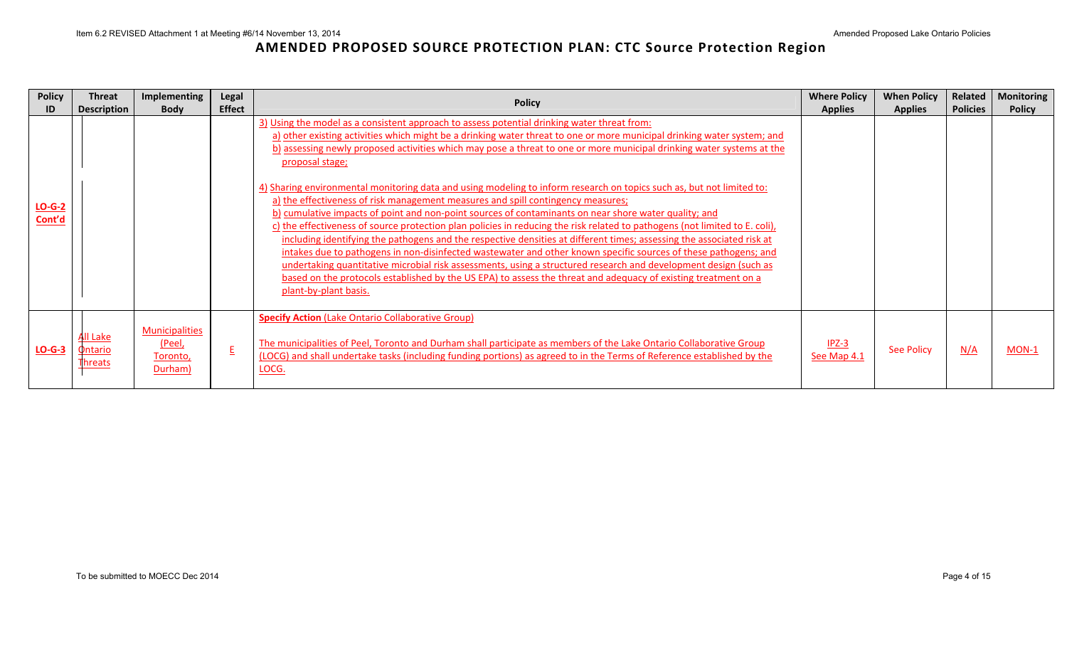# AMENDED PROPOSED SOURCE PROTECTION PLAN: CTC Source Protection Region

| Policy ID | Threat Description | Implementing Body | Legal Effect | Policy | Where Policy Applies | When Policy Applies | Related Policies | Monitoring Policy |
|---|---|---|---|---|---|---|---|---|
| LO-G-2 Cont'd | | | | 3) Using the model as a consistent approach to assess potential drinking water threat from:<br>a) other existing activities which might be a drinking water threat to one or more municipal drinking water system; and<br>b) assessing newly proposed activities which may pose a threat to one or more municipal drinking water systems at the proposal stage;<br><br>4) Sharing environmental monitoring data and using modeling to inform research on topics such as, but not limited to:<br>a) the effectiveness of risk management measures and spill contingency measures;<br>b) cumulative impacts of point and non-point sources of contaminants on near shore water quality; and<br>c) the effectiveness of source protection plan policies in reducing the risk related to pathogens (not limited to E. coli), including identifying the pathogens and the respective densities at different times; assessing the associated risk at intakes due to pathogens in non-disinfected wastewater and other known specific sources of these pathogens; and undertaking quantitative microbial risk assessments, using a structured research and development design (such as based on the protocols established by the US EPA) to assess the threat and adequacy of existing treatment on a plant-by-plant basis. | | | | |
| LO-G-3 | All Lake Ontario Threats | Municipalities (Peel, Toronto, Durham) | E | **Specify Action** (Lake Ontario Collaborative Group)<br><br>The municipalities of Peel, Toronto and Durham shall participate as members of the Lake Ontario Collaborative Group (LOCG) and shall undertake tasks (including funding portions) as agreed to in the Terms of Reference established by the LOCG. | IPZ-3<br>See Map 4.1 | See Policy | N/A | MON-1 |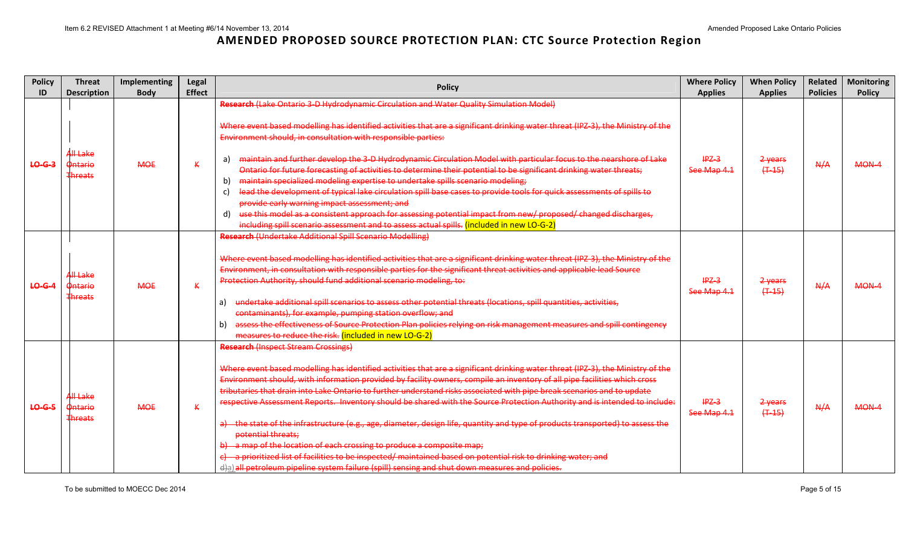# AMENDED PROPOSED SOURCE PROTECTION PLAN: CTC Source Protection Region

| Policy ID | Threat Description | Implementing Body | Legal Effect | Policy | Where Policy Applies | When Policy Applies | Related Policies | Monitoring Policy |
|---|---|---|---|---|---|---|---|---|
| ~~LO-G-3~~ | ~~All Lake Ontario Threats~~ | ~~MOE~~ | ~~K~~ | ~~**Research** (Lake Ontario 3-D Hydrodynamic Circulation and Water Quality Simulation Model)~~<br><br>~~Where event based modelling has identified activities that are a significant drinking water threat (IPZ-3), the Ministry of the Environment should, in consultation with responsible parties:~~<br><br>a) ~~maintain and further develop the 3-D Hydrodynamic Circulation Model with particular focus to the nearshore of Lake Ontario for future forecasting of activities to determine their potential to be significant drinking water threats;~~<br>b) ~~maintain specialized modeling expertise to undertake spills scenario modeling;~~<br>c) ~~lead the development of typical lake circulation spill base cases to provide tools for quick assessments of spills to provide early warning impact assessment; and~~<br>d) ~~use this model as a consistent approach for assessing potential impact from new/ proposed/ changed discharges, including spill scenario assessment and to assess actual spills.~~ (included in new LO-G-2) | ~~IPZ-3 See Map 4.1~~ | ~~2 years (T-15)~~ | ~~N/A~~ | ~~MON-4~~ |
| ~~LO-G-4~~ | ~~All Lake Ontario Threats~~ | ~~MOE~~ | ~~K~~ | ~~**Research** (Undertake Additional Spill Scenario Modelling)~~<br><br>~~Where event based modelling has identified activities that are a significant drinking water threat (IPZ-3), the Ministry of the Environment, in consultation with responsible parties for the significant threat activities and applicable lead Source Protection Authority, should fund additional scenario modeling, to:~~<br><br>a) ~~undertake additional spill scenarios to assess other potential threats (locations, spill quantities, activities, contaminants), for example, pumping station overflow; and~~<br>b) ~~assess the effectiveness of Source Protection Plan policies relying on risk management measures and spill contingency measures to reduce the risk.~~ (included in new LO-G-2) | ~~IPZ-3 See Map 4.1~~ | ~~2 years (T-15)~~ | ~~N/A~~ | ~~MON-4~~ |
| ~~LO-G-5~~ | ~~All Lake Ontario Threats~~ | ~~MOE~~ | ~~K~~ | ~~**Research** (Inspect Stream Crossings)~~<br><br>~~Where event based modelling has identified activities that are a significant drinking water threat (IPZ-3), the Ministry of the Environment should, with information provided by facility owners, compile an inventory of all pipe facilities which cross tributaries that drain into Lake Ontario to further understand risks associated with pipe break scenarios and to update respective Assessment Reports. Inventory should be shared with the Source Protection Authority and is intended to include:~~<br><br>~~a) the state of the infrastructure (e.g., age, diameter, design life, quantity and type of products transported) to assess the potential threats;~~<br>~~b) a map of the location of each crossing to produce a composite map;~~<br>~~c) a prioritized list of facilities to be inspected/ maintained based on potential risk to drinking water; and~~<br>~~d)a) all petroleum pipeline system failure (spill) sensing and shut down measures and policies.~~ | ~~IPZ-3 See Map 4.1~~ | ~~2 years (T-15)~~ | ~~N/A~~ | ~~MON-4~~ |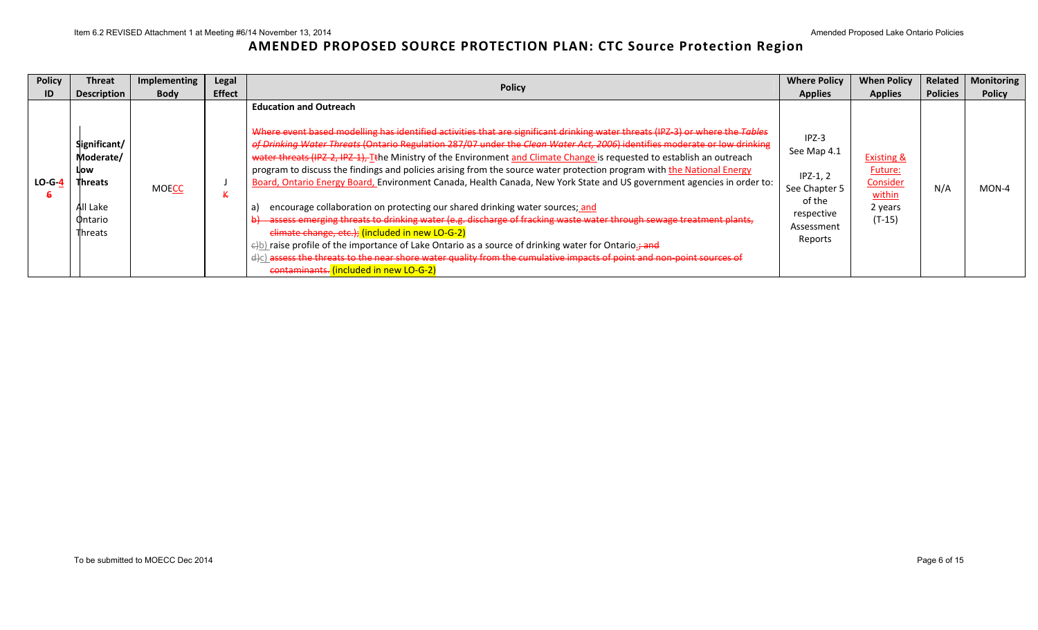# AMENDED PROPOSED SOURCE PROTECTION PLAN: CTC Source Protection Region

| Policy ID | Threat Description | Implementing Body | Legal Effect | Policy | Where Policy Applies | When Policy Applies | Related Policies | Monitoring Policy |
|---|---|---|---|---|---|---|---|---|
| LO-G-~~6~~4 | Significant/ Moderate/ Low **Threats** All Lake Ontario Threats | MOE<u>CC</u> | J ~~K~~ | **Education and Outreach** ~~Where event based modelling has identified activities that are significant drinking water threats (IPZ-3) or where the *Tables of Drinking Water Threats* (Ontario Regulation 287/07 under the *Clean Water Act, 2006*) identifies moderate or low drinking water threats (IPZ-2, IPZ-1), T~~<u>T</u>he Ministry of the Environment <u>and Climate Change</u> is requested to establish an outreach program to discuss the findings and policies arising from the source water protection program with <u>the National Energy Board, Ontario Energy Board,</u> Environment Canada, Health Canada, New York State and US government agencies in order to: a) encourage collaboration on protecting our shared drinking water sources;<u> and</u> ~~b) assess emerging threats to drinking water (e.g. discharge of fracking waste water through sewage treatment plants, climate change, etc.);~~ (included in new LO-G-2) ~~c)~~<u>b)</u> raise profile of the importance of Lake Ontario as a source of drinking water for Ontario.~~; and~~ ~~d)~~<u>c)</u> ~~assess the threats to the near shore water quality from the cumulative impacts of point and non-point sources of contaminants.~~ (included in new LO-G-2) | IPZ-3 See Map 4.1 IPZ-1, 2 See Chapter 5 of the respective Assessment Reports | <u>Existing & Future: Consider within</u> 2 years (T-15) | N/A | MON-4 |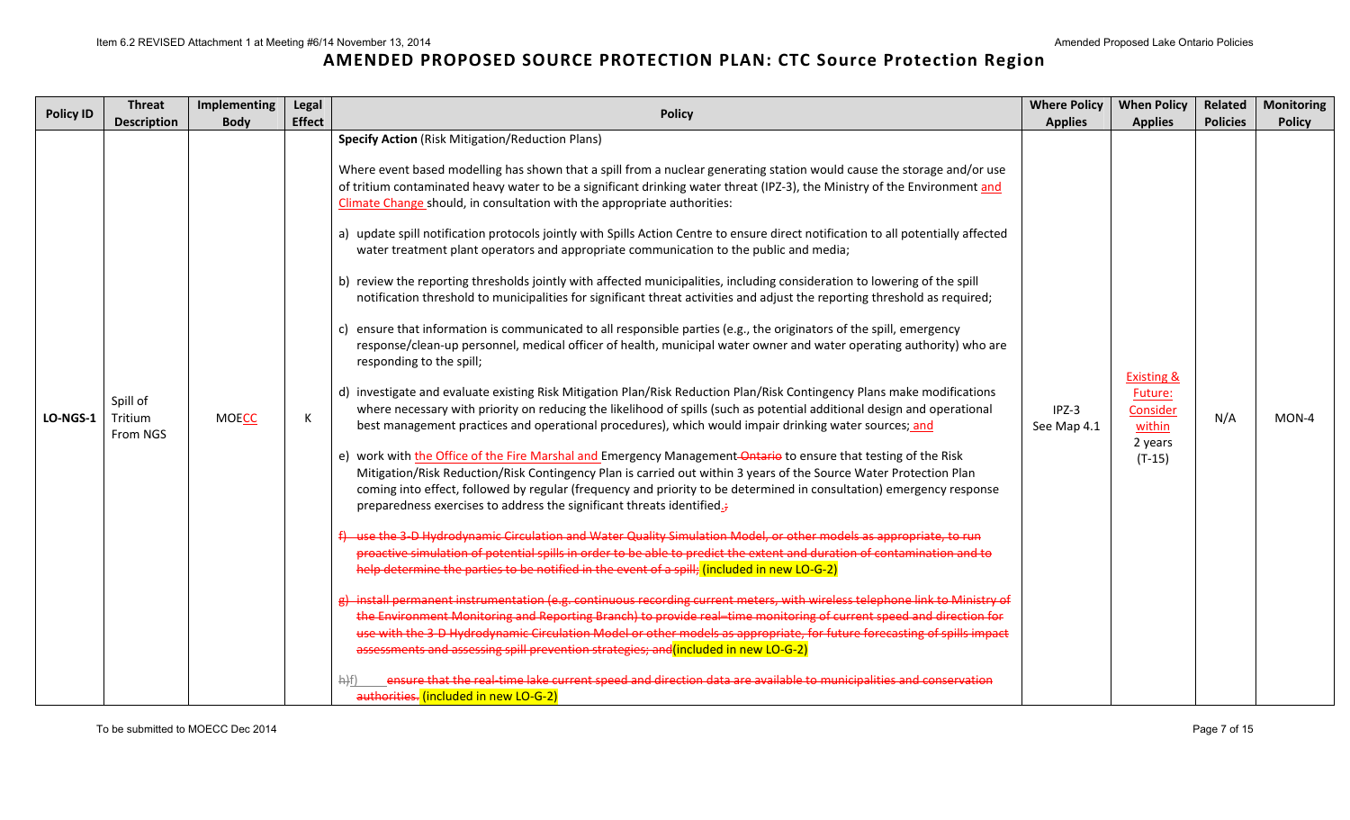# AMENDED PROPOSED SOURCE PROTECTION PLAN: CTC Source Protection Region

| Policy ID | Threat Description | Implementing Body | Legal Effect | Policy | Where Policy Applies | When Policy Applies | Related Policies | Monitoring Policy |
|---|---|---|---|---|---|---|---|---|
| LO-NGS-1 | Spill of Tritium From NGS | MOECC | K | **Specify Action** (Risk Mitigation/Reduction Plans)<br><br>Where event based modelling has shown that a spill from a nuclear generating station would cause the storage and/or use of tritium contaminated heavy water to be a significant drinking water threat (IPZ-3), the Ministry of the Environment and Climate Change should, in consultation with the appropriate authorities:<br><br>a) update spill notification protocols jointly with Spills Action Centre to ensure direct notification to all potentially affected water treatment plant operators and appropriate communication to the public and media;<br><br>b) review the reporting thresholds jointly with affected municipalities, including consideration to lowering of the spill notification threshold to municipalities for significant threat activities and adjust the reporting threshold as required;<br><br>c) ensure that information is communicated to all responsible parties (e.g., the originators of the spill, emergency response/clean-up personnel, medical officer of health, municipal water owner and water operating authority) who are responding to the spill;<br><br>d) investigate and evaluate existing Risk Mitigation Plan/Risk Reduction Plan/Risk Contingency Plans make modifications where necessary with priority on reducing the likelihood of spills (such as potential additional design and operational best management practices and operational procedures), which would impair drinking water sources; and<br><br>e) work with the Office of the Fire Marshal and Emergency Management ~~Ontario~~ to ensure that testing of the Risk Mitigation/Risk Reduction/Risk Contingency Plan is carried out within 3 years of the Source Water Protection Plan coming into effect, followed by regular (frequency and priority to be determined in consultation) emergency response preparedness exercises to address the significant threats identified.~~;~~<br><br>~~f) use the 3-D Hydrodynamic Circulation and Water Quality Simulation Model, or other models as appropriate, to run proactive simulation of potential spills in order to be able to predict the extent and duration of contamination and to help determine the parties to be notified in the event of a spill;~~ (included in new LO-G-2)<br><br>~~g) install permanent instrumentation (e.g. continuous recording current meters, with wireless telephone link to Ministry of the Environment Monitoring and Reporting Branch) to provide real–time monitoring of current speed and direction for use with the 3-D Hydrodynamic Circulation Model or other models as appropriate, for future forecasting of spills impact assessments and assessing spill prevention strategies; and~~ (included in new LO-G-2)<br><br>~~h)~~f) ~~ensure that the real-time lake current speed and direction data are available to municipalities and conservation authorities.~~ (included in new LO-G-2) | IPZ-3<br>See Map 4.1 | Existing & Future: Consider within 2 years (T-15) | N/A | MON-4 |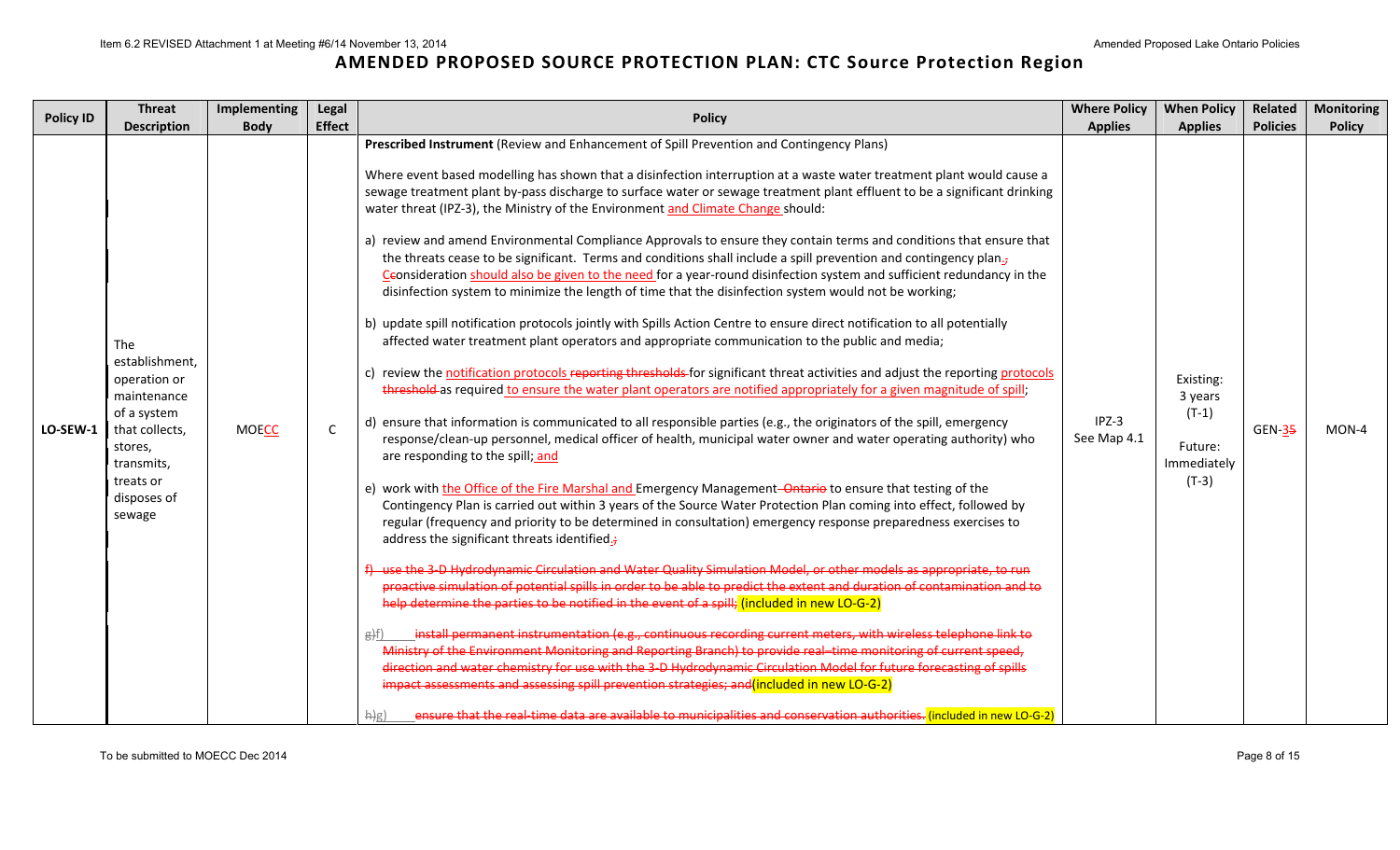# AMENDED PROPOSED SOURCE PROTECTION PLAN: CTC Source Protection Region

| Policy ID | Threat Description | Implementing Body | Legal Effect | Policy | Where Policy Applies | When Policy Applies | Related Policies | Monitoring Policy |
|---|---|---|---|---|---|---|---|---|
| LO-SEW-1 | The establishment, operation or maintenance of a system that collects, stores, transmits, treats or disposes of sewage | MOECC | C | **Prescribed Instrument** (Review and Enhancement of Spill Prevention and Contingency Plans)<br><br>Where event based modelling has shown that a disinfection interruption at a waste water treatment plant would cause a sewage treatment plant by-pass discharge to surface water or sewage treatment plant effluent to be a significant drinking water threat (IPZ-3), the Ministry of the Environment and Climate Change should:<br><br>a) review and amend Environmental Compliance Approvals to ensure they contain terms and conditions that ensure that the threats cease to be significant. Terms and conditions shall include a spill prevention and contingency plan.; ~~C~~consideration should also be given to the need for a year-round disinfection system and sufficient redundancy in the disinfection system to minimize the length of time that the disinfection system would not be working;<br><br>b) update spill notification protocols jointly with Spills Action Centre to ensure direct notification to all potentially affected water treatment plant operators and appropriate communication to the public and media;<br><br>c) review the notification protocols ~~reporting thresholds~~ for significant threat activities and adjust the reporting protocols ~~threshold~~ as required to ensure the water plant operators are notified appropriately for a given magnitude of spill;<br><br>d) ensure that information is communicated to all responsible parties (e.g., the originators of the spill, emergency response/clean-up personnel, medical officer of health, municipal water owner and water operating authority) who are responding to the spill; and<br><br>e) work with the Office of the Fire Marshal and Emergency Management ~~Ontario~~ to ensure that testing of the Contingency Plan is carried out within 3 years of the Source Water Protection Plan coming into effect, followed by regular (frequency and priority to be determined in consultation) emergency response preparedness exercises to address the significant threats identified.;<br><br>~~f) use the 3-D Hydrodynamic Circulation and Water Quality Simulation Model, or other models as appropriate, to run proactive simulation of potential spills in order to be able to predict the extent and duration of contamination and to help determine the parties to be notified in the event of a spill;~~ (included in new LO-G-2)<br><br>~~g)~~f) ~~install permanent instrumentation (e.g., continuous recording current meters, with wireless telephone link to Ministry of the Environment Monitoring and Reporting Branch) to provide real–time monitoring of current speed, direction and water chemistry for use with the 3-D Hydrodynamic Circulation Model for future forecasting of spills impact assessments and assessing spill prevention strategies; and~~ (included in new LO-G-2)<br><br>~~h)~~g) ~~ensure that the real-time data are available to municipalities and conservation authorities.~~ (included in new LO-G-2) | IPZ-3<br>See Map 4.1 | Existing: 3 years (T-1)<br><br>Future: Immediately (T-3) | GEN-3~~5~~ | MON-4 |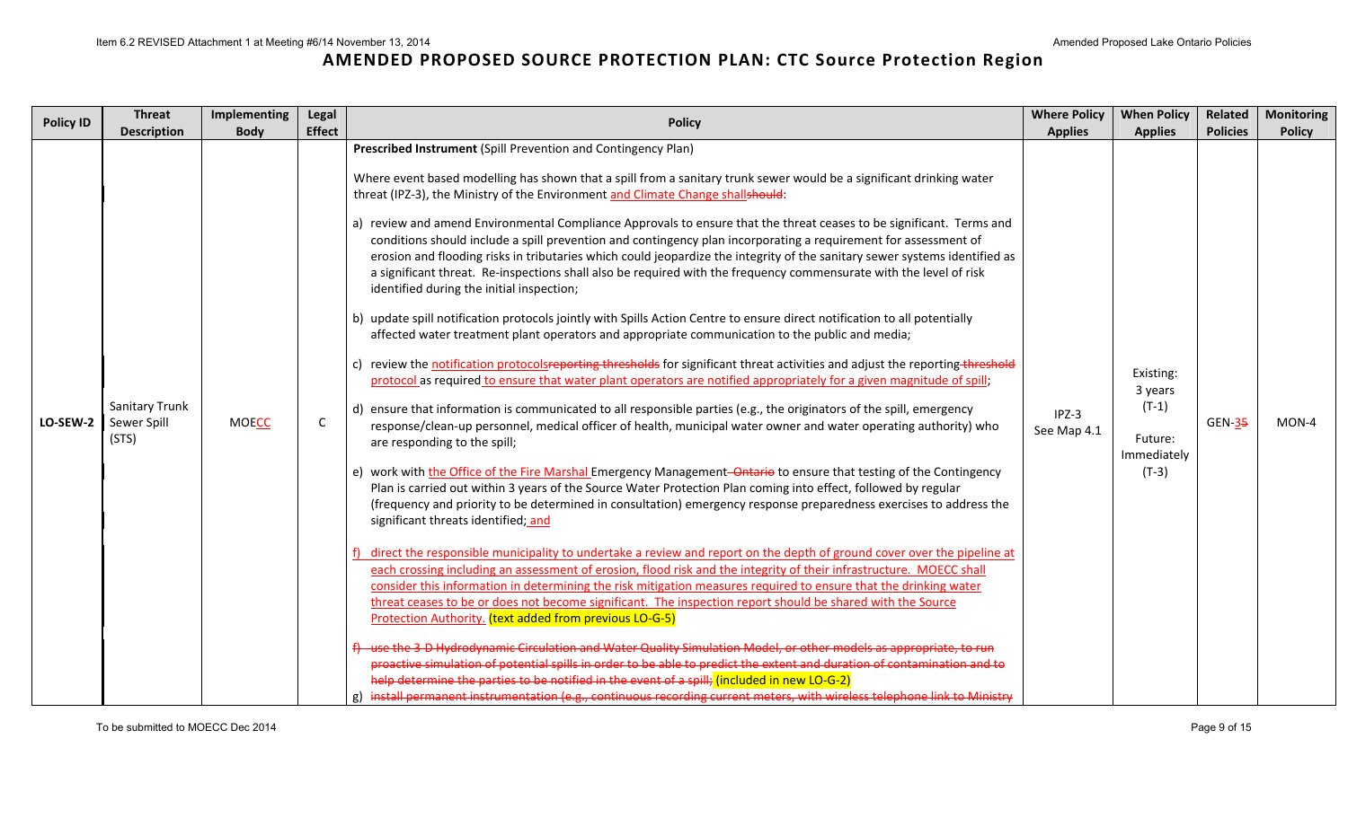# AMENDED PROPOSED SOURCE PROTECTION PLAN: CTC Source Protection Region

| Policy ID | Threat Description | Implementing Body | Legal Effect | Policy | Where Policy Applies | When Policy Applies | Related Policies | Monitoring Policy |
|---|---|---|---|---|---|---|---|---|
| **LO-SEW-2** | Sanitary Trunk Sewer Spill (STS) | MOE~~CC~~CC | C | **Prescribed Instrument** (Spill Prevention and Contingency Plan)<br><br>Where event based modelling has shown that a spill from a sanitary trunk sewer would be a significant drinking water threat (IPZ-3), the Ministry of the Environment and Climate Change shall~~should~~:<br><br>a) review and amend Environmental Compliance Approvals to ensure that the threat ceases to be significant. Terms and conditions should include a spill prevention and contingency plan incorporating a requirement for assessment of erosion and flooding risks in tributaries which could jeopardize the integrity of the sanitary sewer systems identified as a significant threat. Re-inspections shall also be required with the frequency commensurate with the level of risk identified during the initial inspection;<br><br>b) update spill notification protocols jointly with Spills Action Centre to ensure direct notification to all potentially affected water treatment plant operators and appropriate communication to the public and media;<br><br>c) review the notification protocols~~reporting thresholds~~ for significant threat activities and adjust the reporting ~~threshold~~ protocol as required to ensure that water plant operators are notified appropriately for a given magnitude of spill;<br><br>d) ensure that information is communicated to all responsible parties (e.g., the originators of the spill, emergency response/clean-up personnel, medical officer of health, municipal water owner and water operating authority) who are responding to the spill;<br><br>e) work with the Office of the Fire Marshal Emergency Management ~~Ontario~~ to ensure that testing of the Contingency Plan is carried out within 3 years of the Source Water Protection Plan coming into effect, followed by regular (frequency and priority to be determined in consultation) emergency response preparedness exercises to address the significant threats identified; and<br><br>f) direct the responsible municipality to undertake a review and report on the depth of ground cover over the pipeline at each crossing including an assessment of erosion, flood risk and the integrity of their infrastructure. MOECC shall consider this information in determining the risk mitigation measures required to ensure that the drinking water threat ceases to be or does not become significant. The inspection report should be shared with the Source Protection Authority. (text added from previous LO-G-5)<br><br>~~f) use the 3-D Hydrodynamic Circulation and Water Quality Simulation Model, or other models as appropriate, to run proactive simulation of potential spills in order to be able to predict the extent and duration of contamination and to help determine the parties to be notified in the event of a spill;~~ (included in new LO-G-2)<br><br>g) ~~install permanent instrumentation (e.g., continuous recording current meters, with wireless telephone link to Ministry~~ | IPZ-3<br>See Map 4.1 | Existing: 3 years (T-1)<br><br>Future: Immediately (T-3) | GEN-3~~5~~ | MON-4 |

To be submitted to MOECC Dec 2014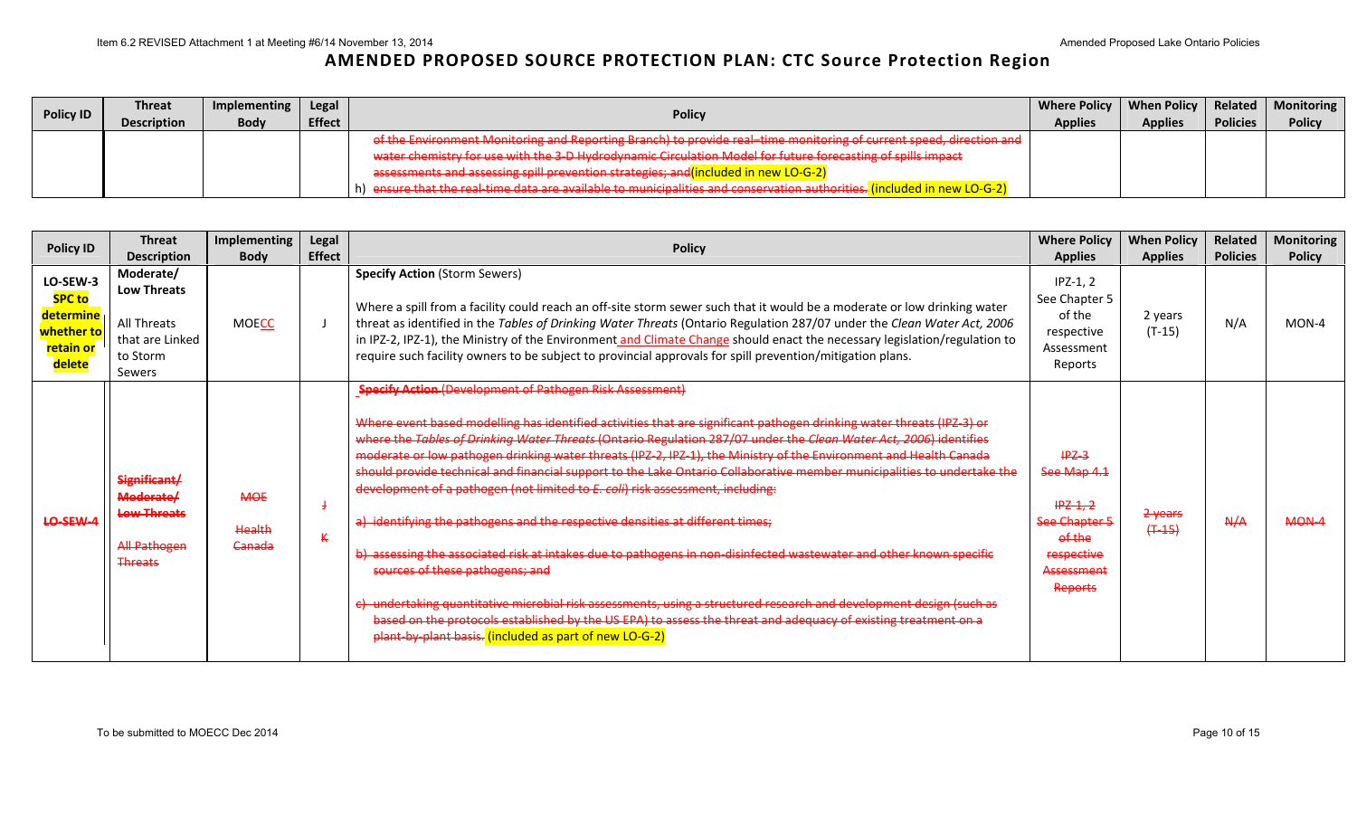# AMENDED PROPOSED SOURCE PROTECTION PLAN: CTC Source Protection Region

| Policy ID | Threat Description | Implementing Body | Legal Effect | Policy | Where Policy Applies | When Policy Applies | Related Policies | Monitoring Policy |
|---|---|---|---|---|---|---|---|---|
| | | | | ~~of the Environment Monitoring and Reporting Branch) to provide real–time monitoring of current speed, direction and water chemistry for use with the 3-D Hydrodynamic Circulation Model for future forecasting of spills impact assessments and assessing spill prevention strategies; and~~(included in new LO-G-2)<br>h) ~~ensure that the real-time data are available to municipalities and conservation authorities.~~ (included in new LO-G-2) | | | | |

| Policy ID | Threat Description | Implementing Body | Legal Effect | Policy | Where Policy Applies | When Policy Applies | Related Policies | Monitoring Policy |
|---|---|---|---|---|---|---|---|---|
| LO-SEW-3 SPC to determine whether to retain or delete | Moderate/ Low Threats<br><br>All Threats that are Linked to Storm Sewers | MOECC | J | **Specify Action** (Storm Sewers)<br><br>Where a spill from a facility could reach an off-site storm sewer such that it would be a moderate or low drinking water threat as identified in the *Tables of Drinking Water Threats* (Ontario Regulation 287/07 under the *Clean Water Act, 2006* in IPZ-2, IPZ-1), the Ministry of the Environment and Climate Change should enact the necessary legislation/regulation to require such facility owners to be subject to provincial approvals for spill prevention/mitigation plans. | IPZ-1, 2<br>See Chapter 5 of the respective Assessment Reports | 2 years (T-15) | N/A | MON-4 |
| ~~LO-SEW-4~~ | ~~Significant/ Moderate/ Low Threats~~<br><br>~~All Pathogen Threats~~ | ~~MOE~~<br><br>~~Health Canada~~ | ~~J~~<br><br>~~K~~ | ~~**Specify Action** (Development of Pathogen Risk Assessment)~~<br><br>~~Where event based modelling has identified activities that are significant pathogen drinking water threats (IPZ-3) or where the *Tables of Drinking Water Threats* (Ontario Regulation 287/07 under the *Clean Water Act, 2006*) identifies moderate or low pathogen drinking water threats (IPZ-2, IPZ-1), the Ministry of the Environment and Health Canada should provide technical and financial support to the Lake Ontario Collaborative member municipalities to undertake the development of a pathogen (not limited to *E. coli*) risk assessment, including:~~<br><br>~~a) identifying the pathogens and the respective densities at different times;~~<br><br>~~b) assessing the associated risk at intakes due to pathogens in non-disinfected wastewater and other known specific sources of these pathogens; and~~<br><br>~~c) undertaking quantitative microbial risk assessments, using a structured research and development design (such as based on the protocols established by the US EPA) to assess the threat and adequacy of existing treatment on a plant-by-plant basis.~~ (included as part of new LO-G-2) | ~~IPZ-3~~<br>~~See Map 4.1~~<br><br>~~IPZ-1, 2~~<br>~~See Chapter 5 of the respective Assessment Reports~~ | ~~2 years (T-15)~~ | ~~N/A~~ | ~~MON-4~~ |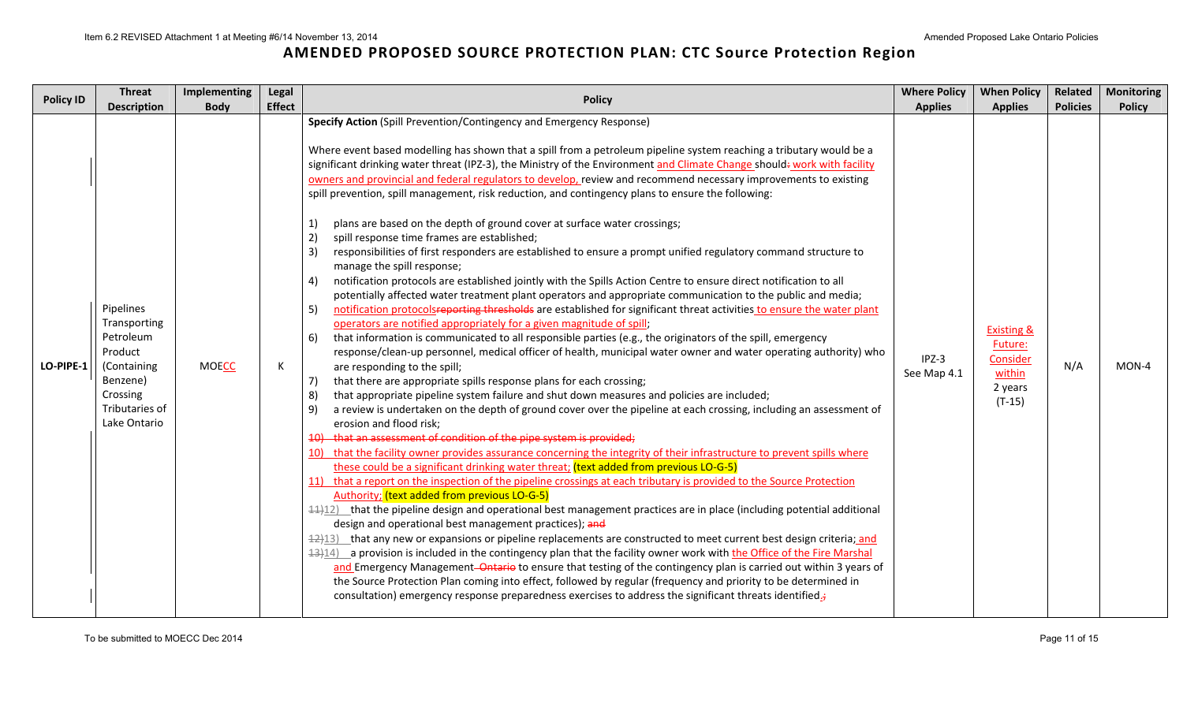# AMENDED PROPOSED SOURCE PROTECTION PLAN: CTC Source Protection Region

| Policy ID | Threat Description | Implementing Body | Legal Effect | Policy | Where Policy Applies | When Policy Applies | Related Policies | Monitoring Policy |
|---|---|---|---|---|---|---|---|---|
| LO-PIPE-1 | Pipelines Transporting Petroleum Product (Containing Benzene) Crossing Tributaries of Lake Ontario | MOECC | K | **Specify Action** (Spill Prevention/Contingency and Emergency Response)<br><br>Where event based modelling has shown that a spill from a petroleum pipeline system reaching a tributary would be a significant drinking water threat (IPZ-3), the Ministry of the Environment and Climate Change should~~:~~ work with facility owners and provincial and federal regulators to develop, review and recommend necessary improvements to existing spill prevention, spill management, risk reduction, and contingency plans to ensure the following:<br><br>1) plans are based on the depth of ground cover at surface water crossings;<br>2) spill response time frames are established;<br>3) responsibilities of first responders are established to ensure a prompt unified regulatory command structure to manage the spill response;<br>4) notification protocols are established jointly with the Spills Action Centre to ensure direct notification to all potentially affected water treatment plant operators and appropriate communication to the public and media;<br>5) notification protocols~~reporting thresholds~~ are established for significant threat activities to ensure the water plant operators are notified appropriately for a given magnitude of spill;<br>6) that information is communicated to all responsible parties (e.g., the originators of the spill, emergency response/clean-up personnel, medical officer of health, municipal water owner and water operating authority) who are responding to the spill;<br>7) that there are appropriate spills response plans for each crossing;<br>8) that appropriate pipeline system failure and shut down measures and policies are included;<br>9) a review is undertaken on the depth of ground cover over the pipeline at each crossing, including an assessment of erosion and flood risk;<br>~~10) that an assessment of condition of the pipe system is provided;~~<br>10) that the facility owner provides assurance concerning the integrity of their infrastructure to prevent spills where these could be a significant drinking water threat; (text added from previous LO-G-5)<br>11) that a report on the inspection of the pipeline crossings at each tributary is provided to the Source Protection Authority; (text added from previous LO-G-5)<br>~~11)~~12) that the pipeline design and operational best management practices are in place (including potential additional design and operational best management practices); ~~and~~<br>~~12)~~13) that any new or expansions or pipeline replacements are constructed to meet current best design criteria; and<br>~~13)~~14) a provision is included in the contingency plan that the facility owner work with the Office of the Fire Marshal and Emergency Management ~~Ontario~~ to ensure that testing of the contingency plan is carried out within 3 years of the Source Protection Plan coming into effect, followed by regular (frequency and priority to be determined in consultation) emergency response preparedness exercises to address the significant threats identified.~~;~~ | IPZ-3<br>See Map 4.1 | Existing & Future: Consider within 2 years (T-15) | N/A | MON-4 |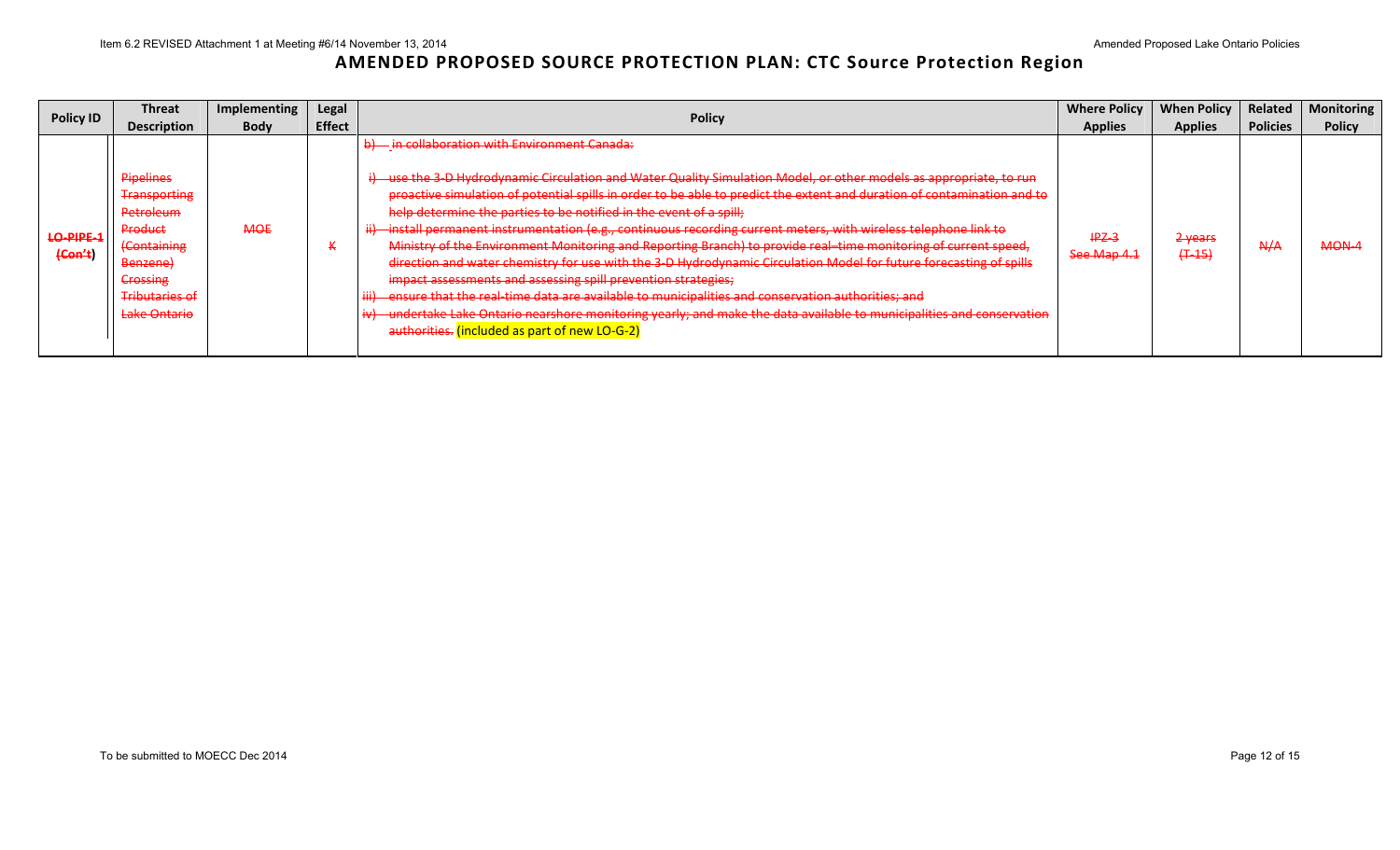## AMENDED PROPOSED SOURCE PROTECTION PLAN: CTC Source Protection Region

| Policy ID | Threat Description | Implementing Body | Legal Effect | Policy | Where Policy Applies | When Policy Applies | Related Policies | Monitoring Policy |
|---|---|---|---|---|---|---|---|---|
| ~~LO-PIPE-1 (Con't)~~ | ~~Pipelines Transporting Petroleum Product (Containing Benzene) Crossing Tributaries of Lake Ontario~~ | ~~MOE~~ | ~~K~~ | ~~b) in collaboration with Environment Canada:~~<br><br>~~i) use the 3-D Hydrodynamic Circulation and Water Quality Simulation Model, or other models as appropriate, to run proactive simulation of potential spills in order to be able to predict the extent and duration of contamination and to help determine the parties to be notified in the event of a spill;~~<br>~~ii) install permanent instrumentation (e.g., continuous recording current meters, with wireless telephone link to Ministry of the Environment Monitoring and Reporting Branch) to provide real–time monitoring of current speed, direction and water chemistry for use with the 3-D Hydrodynamic Circulation Model for future forecasting of spills impact assessments and assessing spill prevention strategies;~~<br>~~iii) ensure that the real-time data are available to municipalities and conservation authorities; and~~<br>~~iv) undertake Lake Ontario nearshore monitoring yearly; and make the data available to municipalities and conservation authorities.~~ (included as part of new LO-G-2) | ~~IPZ-3 See Map 4.1~~ | ~~2 years (T-15)~~ | ~~N/A~~ | ~~MON-4~~ |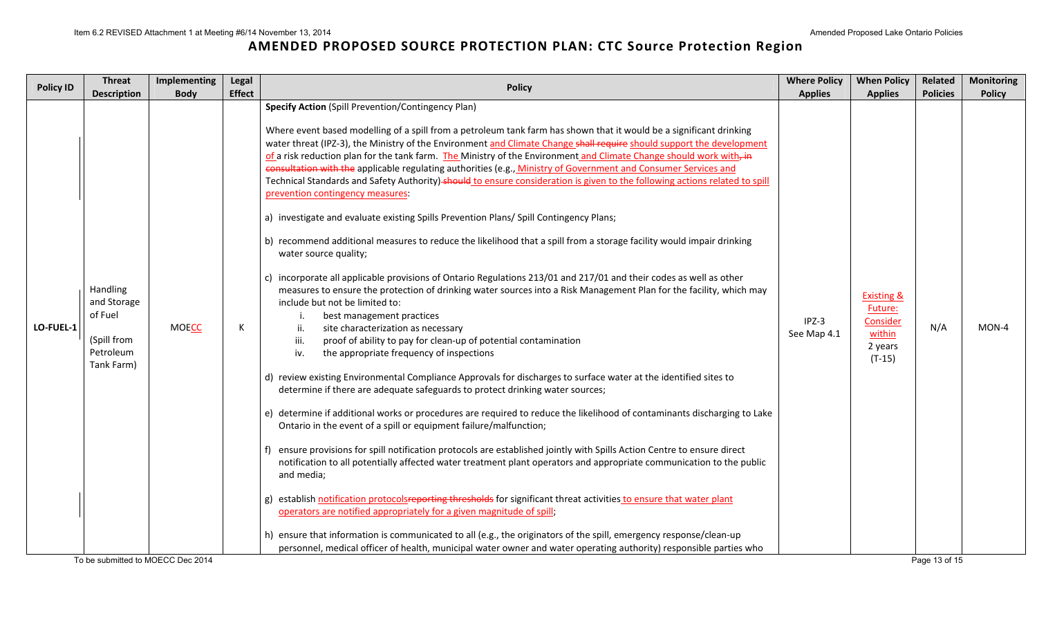# AMENDED PROPOSED SOURCE PROTECTION PLAN: CTC Source Protection Region

| Policy ID | Threat Description | Implementing Body | Legal Effect | Policy | Where Policy Applies | When Policy Applies | Related Policies | Monitoring Policy |
|---|---|---|---|---|---|---|---|---|
| LO-FUEL-1 | Handling and Storage of Fuel (Spill from Petroleum Tank Farm) | MOECC | K | **Specify Action** (Spill Prevention/Contingency Plan)<br><br>Where event based modelling of a spill from a petroleum tank farm has shown that it would be a significant drinking water threat (IPZ-3), the Ministry of the Environment and Climate Change ~~shall require~~ should support the development of a risk reduction plan for the tank farm. The Ministry of the Environment and Climate Change should work with~~, in consultation with the~~ applicable regulating authorities (e.g., Ministry of Government and Consumer Services and Technical Standards and Safety Authority) ~~should~~ to ensure consideration is given to the following actions related to spill prevention contingency measures:<br><br>a) investigate and evaluate existing Spills Prevention Plans/ Spill Contingency Plans;<br><br>b) recommend additional measures to reduce the likelihood that a spill from a storage facility would impair drinking water source quality;<br><br>c) incorporate all applicable provisions of Ontario Regulations 213/01 and 217/01 and their codes as well as other measures to ensure the protection of drinking water sources into a Risk Management Plan for the facility, which may include but not be limited to:<br>i. best management practices<br>ii. site characterization as necessary<br>iii. proof of ability to pay for clean-up of potential contamination<br>iv. the appropriate frequency of inspections<br><br>d) review existing Environmental Compliance Approvals for discharges to surface water at the identified sites to determine if there are adequate safeguards to protect drinking water sources;<br><br>e) determine if additional works or procedures are required to reduce the likelihood of contaminants discharging to Lake Ontario in the event of a spill or equipment failure/malfunction;<br><br>f) ensure provisions for spill notification protocols are established jointly with Spills Action Centre to ensure direct notification to all potentially affected water treatment plant operators and appropriate communication to the public and media;<br><br>g) establish notification protocols~~reporting thresholds~~ for significant threat activities to ensure that water plant operators are notified appropriately for a given magnitude of spill;<br><br>h) ensure that information is communicated to all (e.g., the originators of the spill, emergency response/clean-up personnel, medical officer of health, municipal water owner and water operating authority) responsible parties who | IPZ-3<br>See Map 4.1 | Existing & Future: Consider within 2 years (T-15) | N/A | MON-4 |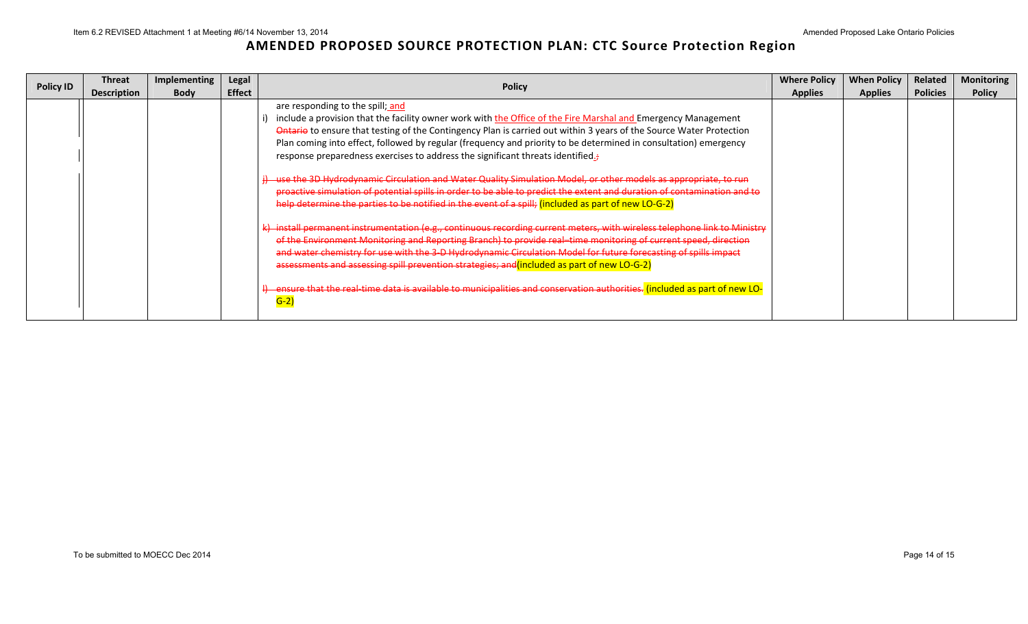# AMENDED PROPOSED SOURCE PROTECTION PLAN: CTC Source Protection Region

| Policy ID | Threat Description | Implementing Body | Legal Effect | Policy | Where Policy Applies | When Policy Applies | Related Policies | Monitoring Policy |
|---|---|---|---|---|---|---|---|---|
| | | | | are responding to the spill; and<br>i) include a provision that the facility owner work with the Office of the Fire Marshal and Emergency Management ~~Ontario~~ to ensure that testing of the Contingency Plan is carried out within 3 years of the Source Water Protection Plan coming into effect, followed by regular (frequency and priority to be determined in consultation) emergency response preparedness exercises to address the significant threats identified.~~;~~<br><br>~~j) use the 3D Hydrodynamic Circulation and Water Quality Simulation Model, or other models as appropriate, to run proactive simulation of potential spills in order to be able to predict the extent and duration of contamination and to help determine the parties to be notified in the event of a spill;~~ (included as part of new LO-G-2)<br><br>~~k) install permanent instrumentation (e.g., continuous recording current meters, with wireless telephone link to Ministry of the Environment Monitoring and Reporting Branch) to provide real–time monitoring of current speed, direction and water chemistry for use with the 3-D Hydrodynamic Circulation Model for future forecasting of spills impact assessments and assessing spill prevention strategies; and~~(included as part of new LO-G-2)<br><br>~~l) ensure that the real-time data is available to municipalities and conservation authorities.~~ (included as part of new LO-G-2) | | | | |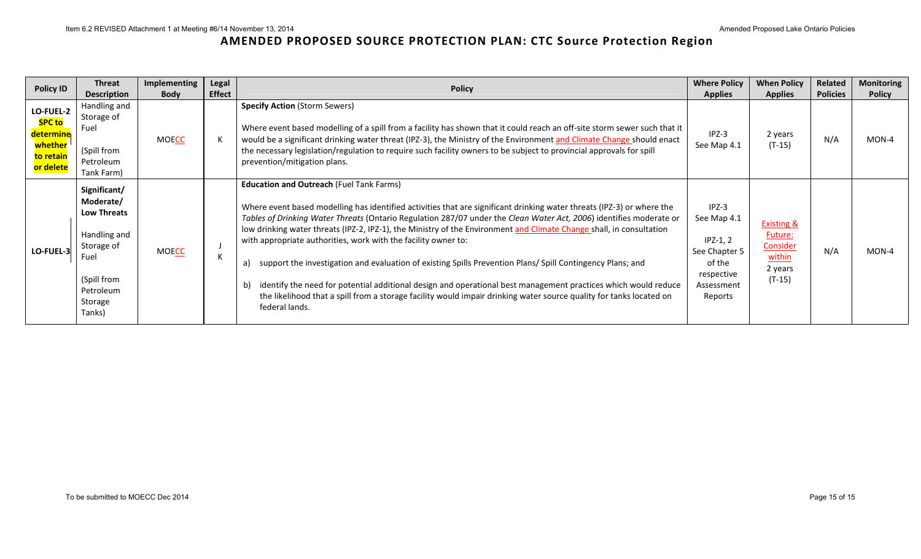# AMENDED PROPOSED SOURCE PROTECTION PLAN: CTC Source Protection Region

| Policy ID | Threat Description | Implementing Body | Legal Effect | Policy | Where Policy Applies | When Policy Applies | Related Policies | Monitoring Policy |
|---|---|---|---|---|---|---|---|---|
| LO-FUEL-2 **SPC to determine whether to retain or delete** | Handling and Storage of Fuel<br><br>(Spill from Petroleum Tank Farm) | MOECC | K | **Specify Action** (Storm Sewers)<br><br>Where event based modelling of a spill from a facility has shown that it could reach an off-site storm sewer such that it would be a significant drinking water threat (IPZ-3), the Ministry of the Environment and Climate Change should enact the necessary legislation/regulation to require such facility owners to be subject to provincial approvals for spill prevention/mitigation plans. | IPZ-3 See Map 4.1 | 2 years (T-15) | N/A | MON-4 |
| LO-FUEL-3 | **Significant/ Moderate/ Low Threats**<br><br>Handling and Storage of Fuel<br><br>(Spill from Petroleum Storage Tanks) | MOECC | J<br>K | **Education and Outreach** (Fuel Tank Farms)<br><br>Where event based modelling has identified activities that are significant drinking water threats (IPZ-3) or where the *Tables of Drinking Water Threats* (Ontario Regulation 287/07 under the *Clean Water Act, 2006*) identifies moderate or low drinking water threats (IPZ-2, IPZ-1), the Ministry of the Environment and Climate Change shall, in consultation with appropriate authorities, work with the facility owner to:<br><br>a) support the investigation and evaluation of existing Spills Prevention Plans/ Spill Contingency Plans; and<br><br>b) identify the need for potential additional design and operational best management practices which would reduce the likelihood that a spill from a storage facility would impair drinking water source quality for tanks located on federal lands. | IPZ-3 See Map 4.1<br><br>IPZ-1, 2 See Chapter 5 of the respective Assessment Reports | Existing & Future: Consider within 2 years (T-15) | N/A | MON-4 |